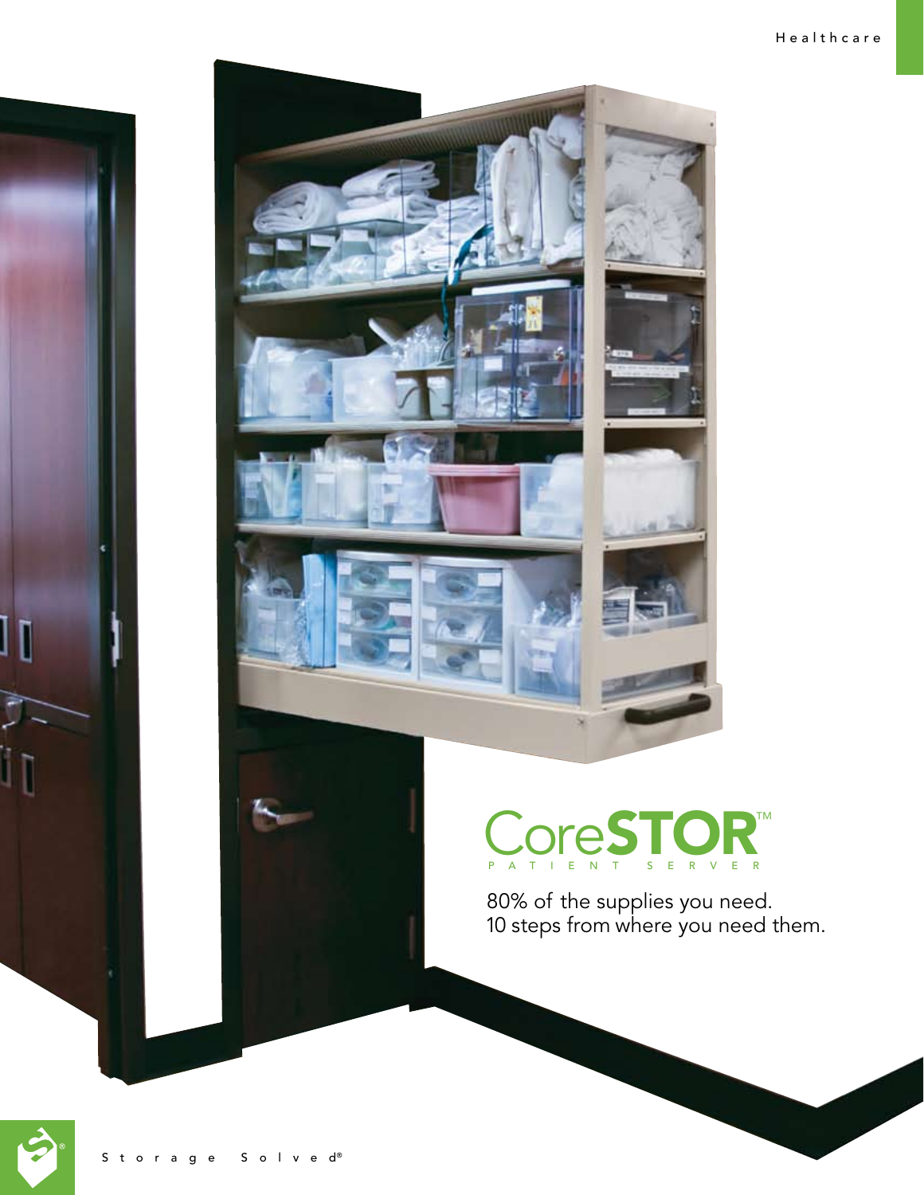Healthcare

# CoreSTOR™

PATIENT SERVER

80% of the supplies you need.
10 steps from where you need them.

Storage Solved®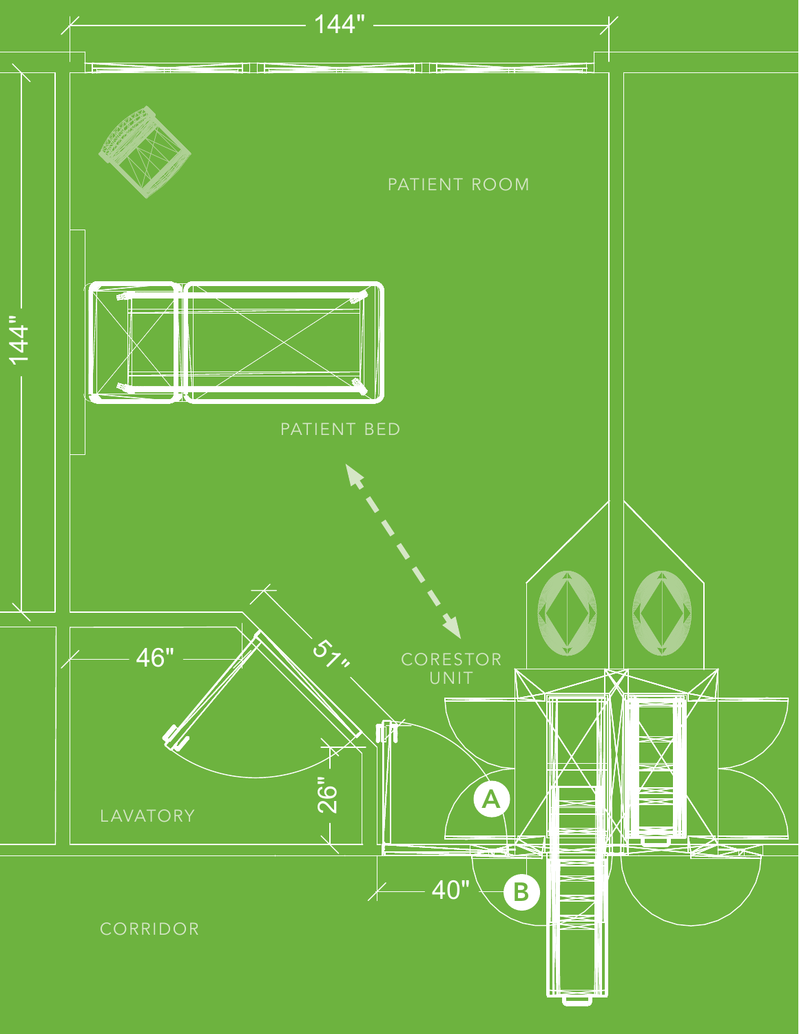144"

144"

PATIENT ROOM

PATIENT BED

CORESTOR UNIT

46"

51"

26"

LAVATORY

A

B

40"

CORRIDOR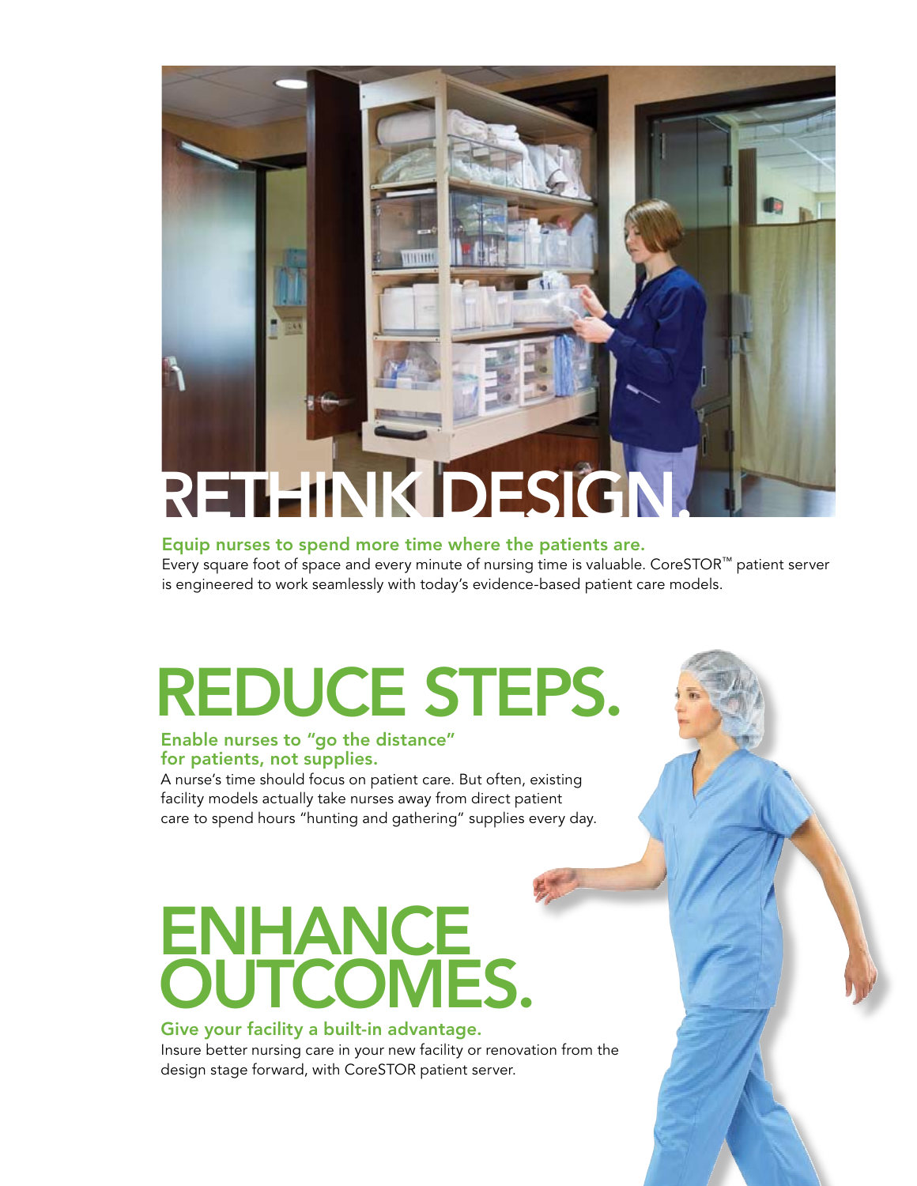# RETHINK DESIGN.

**Equip nurses to spend more time where the patients are.**

Every square foot of space and every minute of nursing time is valuable. CoreSTOR™ patient server is engineered to work seamlessly with today's evidence-based patient care models.

# REDUCE STEPS.

**Enable nurses to "go the distance" for patients, not supplies.**

A nurse's time should focus on patient care. But often, existing facility models actually take nurses away from direct patient care to spend hours "hunting and gathering" supplies every day.

# ENHANCE OUTCOMES.

**Give your facility a built-in advantage.**

Insure better nursing care in your new facility or renovation from the design stage forward, with CoreSTOR patient server.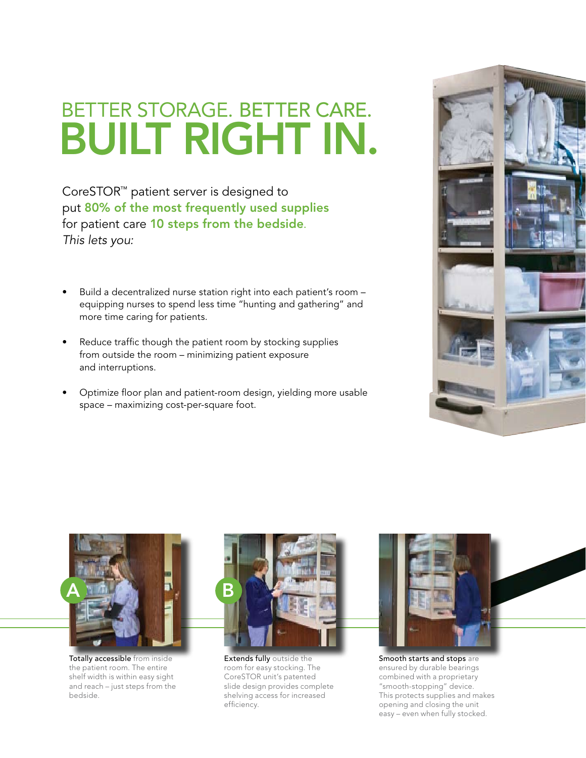# BETTER STORAGE. BETTER CARE.
# BUILT RIGHT IN.

CoreSTOR™ patient server is designed to put **80% of the most frequently used supplies** for patient care **10 steps from the bedside**. *This lets you:*

- Build a decentralized nurse station right into each patient's room – equipping nurses to spend less time "hunting and gathering" and more time caring for patients.
- Reduce traffic though the patient room by stocking supplies from outside the room – minimizing patient exposure and interruptions.
- Optimize floor plan and patient-room design, yielding more usable space – maximizing cost-per-square foot.

A

**Totally accessible** from inside the patient room. The entire shelf width is within easy sight and reach – just steps from the bedside.

B

**Extends fully** outside the room for easy stocking. The CoreSTOR unit's patented slide design provides complete shelving access for increased efficiency.

**Smooth starts and stops** are ensured by durable bearings combined with a proprietary "smooth-stopping" device. This protects supplies and makes opening and closing the unit easy – even when fully stocked.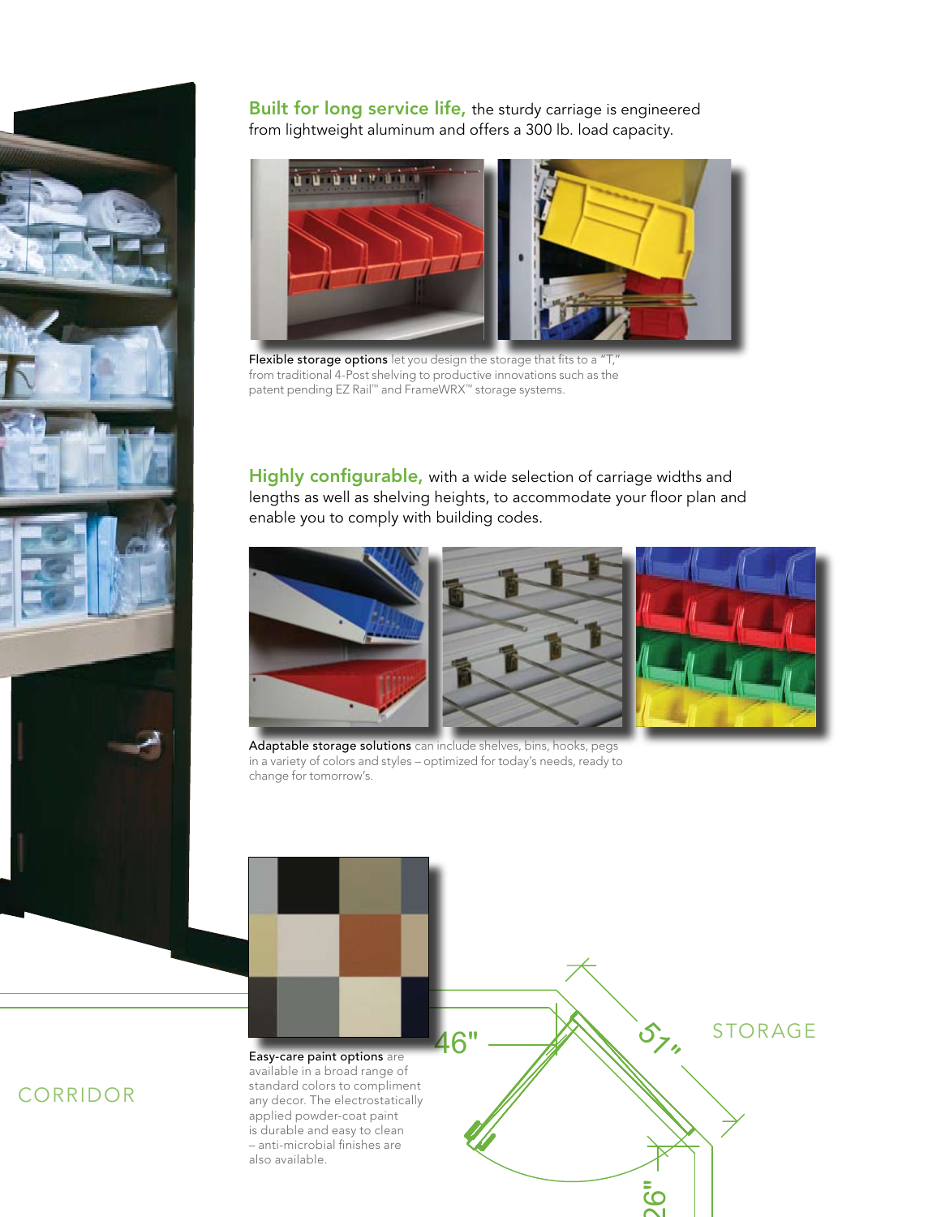**Built for long service life,** the sturdy carriage is engineered from lightweight aluminum and offers a 300 lb. load capacity.

**Flexible storage options** let you design the storage that fits to a "T," from traditional 4-Post shelving to productive innovations such as the patent pending EZ Rail™ and FrameWRX™ storage systems.

**Highly configurable,** with a wide selection of carriage widths and lengths as well as shelving heights, to accommodate your floor plan and enable you to comply with building codes.

**Adaptable storage solutions** can include shelves, bins, hooks, pegs in a variety of colors and styles – optimized for today's needs, ready to change for tomorrow's.

**Easy-care paint options** are available in a broad range of standard colors to compliment any decor. The electrostatically applied powder-coat paint is durable and easy to clean – anti-microbial finishes are also available.

CORRIDOR

46"

51"

STORAGE

26"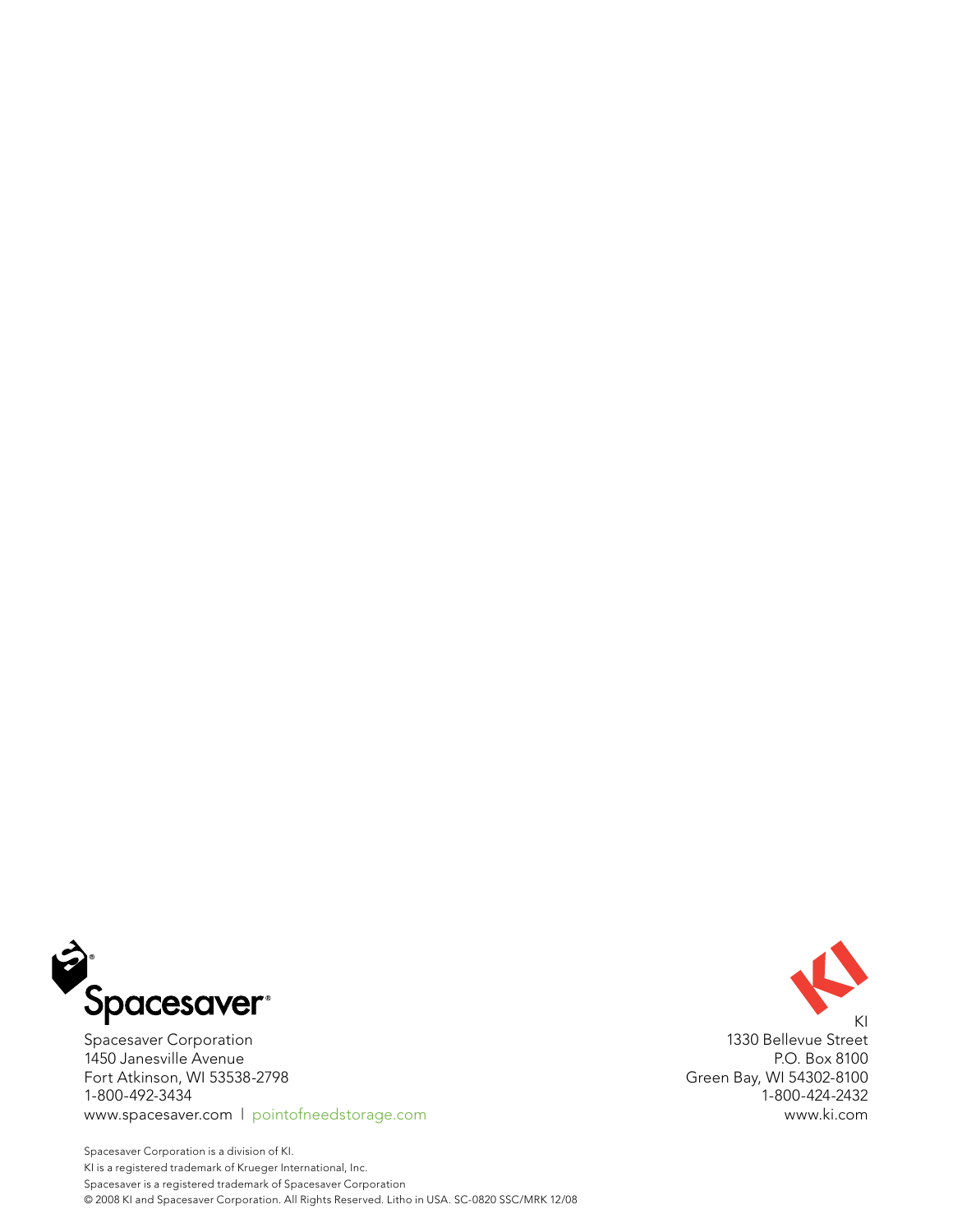Spacesaver®

Spacesaver Corporation
1450 Janesville Avenue
Fort Atkinson, WI 53538-2798
1-800-492-3434
www.spacesaver.com | pointofneedstorage.com

KI
1330 Bellevue Street
P.O. Box 8100
Green Bay, WI 54302-8100
1-800-424-2432
www.ki.com

Spacesaver Corporation is a division of KI.
KI is a registered trademark of Krueger International, Inc.
Spacesaver is a registered trademark of Spacesaver Corporation
© 2008 KI and Spacesaver Corporation. All Rights Reserved. Litho in USA. SC-0820 SSC/MRK 12/08